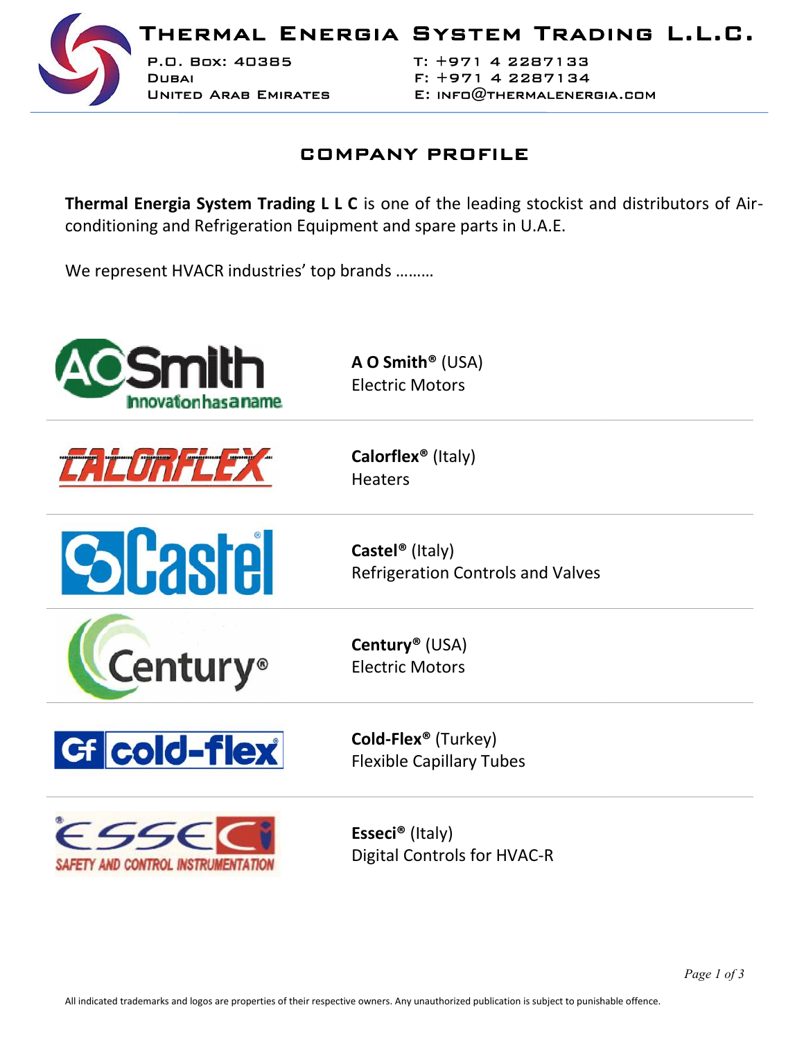# Thermal Energia System Trading L.L.C.

P.O. Box: 40385
Dubai
United Arab Emirates

T: +971 4 2287133
F: +971 4 2287134
E: info@thermalenergia.com

## COMPANY PROFILE

**Thermal Energia System Trading L L C** is one of the leading stockist and distributors of Air-conditioning and Refrigeration Equipment and spare parts in U.A.E.

We represent HVACR industries' top brands .........

**A O Smith®** (USA)
Electric Motors

**Calorflex®** (Italy)
Heaters

**Castel®** (Italy)
Refrigeration Controls and Valves

**Century®** (USA)
Electric Motors

**Cold-Flex®** (Turkey)
Flexible Capillary Tubes

**Esseci®** (Italy)
Digital Controls for HVAC-R

All indicated trademarks and logos are properties of their respective owners. Any unauthorized publication is subject to punishable offence.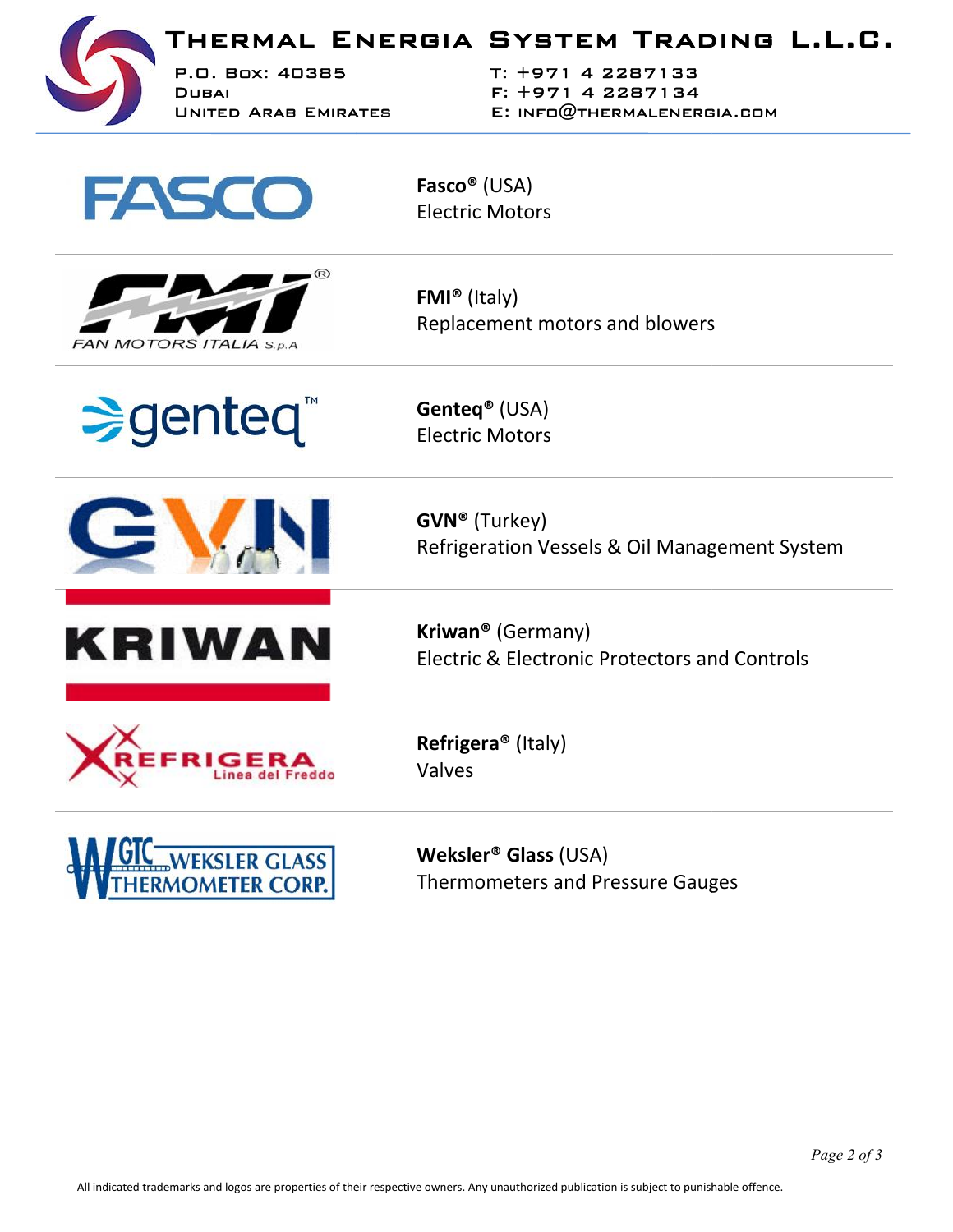# Thermal Energia System Trading L.L.C.

P.O. Box: 40385
Dubai
United Arab Emirates

T: +971 4 2287133
F: +971 4 2287134
E: info@thermalenergia.com

**Fasco®** (USA)
Electric Motors

**FMI®** (Italy)
Replacement motors and blowers

**Genteq®** (USA)
Electric Motors

**GVN®** (Turkey)
Refrigeration Vessels & Oil Management System

**Kriwan®** (Germany)
Electric & Electronic Protectors and Controls

**Refrigera®** (Italy)
Valves

**Weksler® Glass** (USA)
Thermometers and Pressure Gauges

All indicated trademarks and logos are properties of their respective owners. Any unauthorized publication is subject to punishable offence.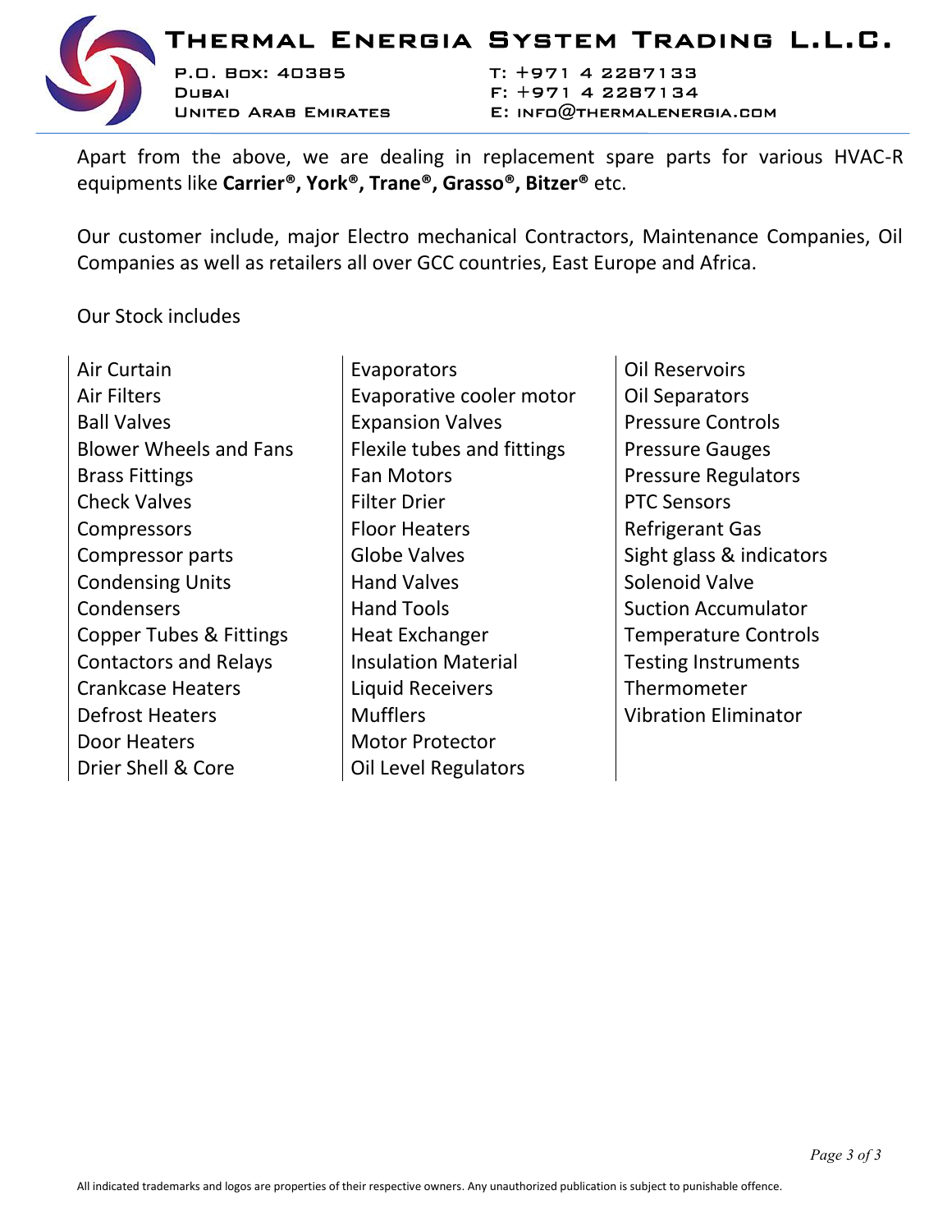Apart from the above, we are dealing in replacement spare parts for various HVAC-R equipments like **Carrier®, York®, Trane®, Grasso®, Bitzer®** etc.

Our customer include, major Electro mechanical Contractors, Maintenance Companies, Oil Companies as well as retailers all over GCC countries, East Europe and Africa.

Our Stock includes

- Air Curtain
- Air Filters
- Ball Valves
- Blower Wheels and Fans
- Brass Fittings
- Check Valves
- Compressors
- Compressor parts
- Condensing Units
- Condensers
- Copper Tubes & Fittings
- Contactors and Relays
- Crankcase Heaters
- Defrost Heaters
- Door Heaters
- Drier Shell & Core
- Evaporators
- Evaporative cooler motor
- Expansion Valves
- Flexile tubes and fittings
- Fan Motors
- Filter Drier
- Floor Heaters
- Globe Valves
- Hand Valves
- Hand Tools
- Heat Exchanger
- Insulation Material
- Liquid Receivers
- Mufflers
- Motor Protector
- Oil Level Regulators
- Oil Reservoirs
- Oil Separators
- Pressure Controls
- Pressure Gauges
- Pressure Regulators
- PTC Sensors
- Refrigerant Gas
- Sight glass & indicators
- Solenoid Valve
- Suction Accumulator
- Temperature Controls
- Testing Instruments
- Thermometer
- Vibration Eliminator